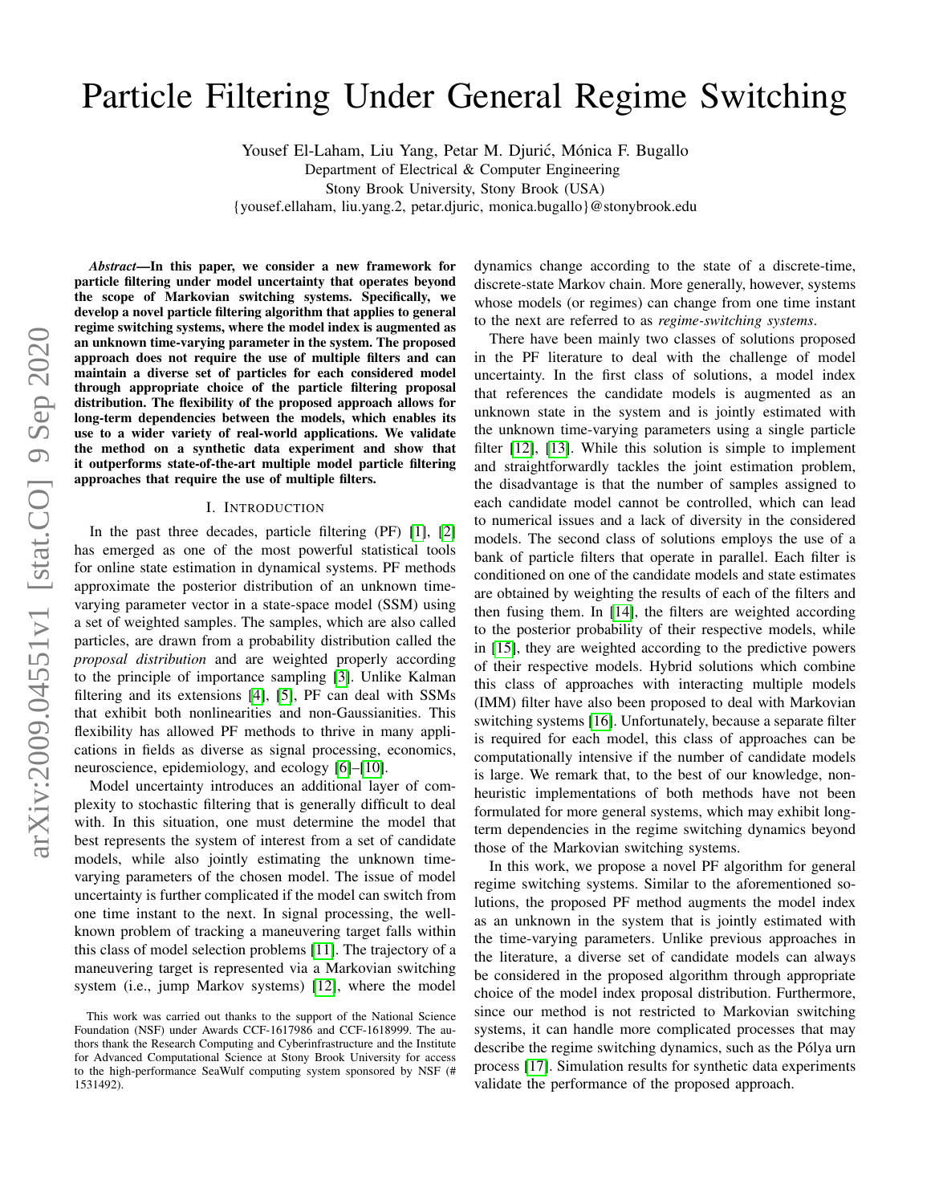# Particle Filtering Under General Regime Switching

Yousef El-Laham, Liu Yang, Petar M. Djurić, Mónica F. Bugallo
Department of Electrical & Computer Engineering
Stony Brook University, Stony Brook (USA)
{yousef.ellaham, liu.yang.2, petar.djuric, monica.bugallo}@stonybrook.edu

***Abstract*—In this paper, we consider a new framework for particle filtering under model uncertainty that operates beyond the scope of Markovian switching systems. Specifically, we develop a novel particle filtering algorithm that applies to general regime switching systems, where the model index is augmented as an unknown time-varying parameter in the system. The proposed approach does not require the use of multiple filters and can maintain a diverse set of particles for each considered model through appropriate choice of the particle filtering proposal distribution. The flexibility of the proposed approach allows for long-term dependencies between the models, which enables its use to a wider variety of real-world applications. We validate the method on a synthetic data experiment and show that it outperforms state-of-the-art multiple model particle filtering approaches that require the use of multiple filters.**

## I. Introduction

In the past three decades, particle filtering (PF) [1], [2] has emerged as one of the most powerful statistical tools for online state estimation in dynamical systems. PF methods approximate the posterior distribution of an unknown time-varying parameter vector in a state-space model (SSM) using a set of weighted samples. The samples, which are also called particles, are drawn from a probability distribution called the *proposal distribution* and are weighted properly according to the principle of importance sampling [3]. Unlike Kalman filtering and its extensions [4], [5], PF can deal with SSMs that exhibit both nonlinearities and non-Gaussianities. This flexibility has allowed PF methods to thrive in many applications in fields as diverse as signal processing, economics, neuroscience, epidemiology, and ecology [6]–[10].

Model uncertainty introduces an additional layer of complexity to stochastic filtering that is generally difficult to deal with. In this situation, one must determine the model that best represents the system of interest from a set of candidate models, while also jointly estimating the unknown time-varying parameters of the chosen model. The issue of model uncertainty is further complicated if the model can switch from one time instant to the next. In signal processing, the well-known problem of tracking a maneuvering target falls within this class of model selection problems [11]. The trajectory of a maneuvering target is represented via a Markovian switching system (i.e., jump Markov systems) [12], where the model dynamics change according to the state of a discrete-time, discrete-state Markov chain. More generally, however, systems whose models (or regimes) can change from one time instant to the next are referred to as *regime-switching systems*.

There have been mainly two classes of solutions proposed in the PF literature to deal with the challenge of model uncertainty. In the first class of solutions, a model index that references the candidate models is augmented as an unknown state in the system and is jointly estimated with the unknown time-varying parameters using a single particle filter [12], [13]. While this solution is simple to implement and straightforwardly tackles the joint estimation problem, the disadvantage is that the number of samples assigned to each candidate model cannot be controlled, which can lead to numerical issues and a lack of diversity in the considered models. The second class of solutions employs the use of a bank of particle filters that operate in parallel. Each filter is conditioned on one of the candidate models and state estimates are obtained by weighting the results of each of the filters and then fusing them. In [14], the filters are weighted according to the posterior probability of their respective models, while in [15], they are weighted according to the predictive powers of their respective models. Hybrid solutions which combine this class of approaches with interacting multiple models (IMM) filter have also been proposed to deal with Markovian switching systems [16]. Unfortunately, because a separate filter is required for each model, this class of approaches can be computationally intensive if the number of candidate models is large. We remark that, to the best of our knowledge, non-heuristic implementations of both methods have not been formulated for more general systems, which may exhibit long-term dependencies in the regime switching dynamics beyond those of the Markovian switching systems.

In this work, we propose a novel PF algorithm for general regime switching systems. Similar to the aforementioned solutions, the proposed PF method augments the model index as an unknown in the system that is jointly estimated with the time-varying parameters. Unlike previous approaches in the literature, a diverse set of candidate models can always be considered in the proposed algorithm through appropriate choice of the model index proposal distribution. Furthermore, since our method is not restricted to Markovian switching systems, it can handle more complicated processes that may describe the regime switching dynamics, such as the Pólya urn process [17]. Simulation results for synthetic data experiments validate the performance of the proposed approach.

This work was carried out thanks to the support of the National Science Foundation (NSF) under Awards CCF-1617986 and CCF-1618999. The authors thank the Research Computing and Cyberinfrastructure and the Institute for Advanced Computational Science at Stony Brook University for access to the high-performance SeaWulf computing system sponsored by NSF (# 1531492).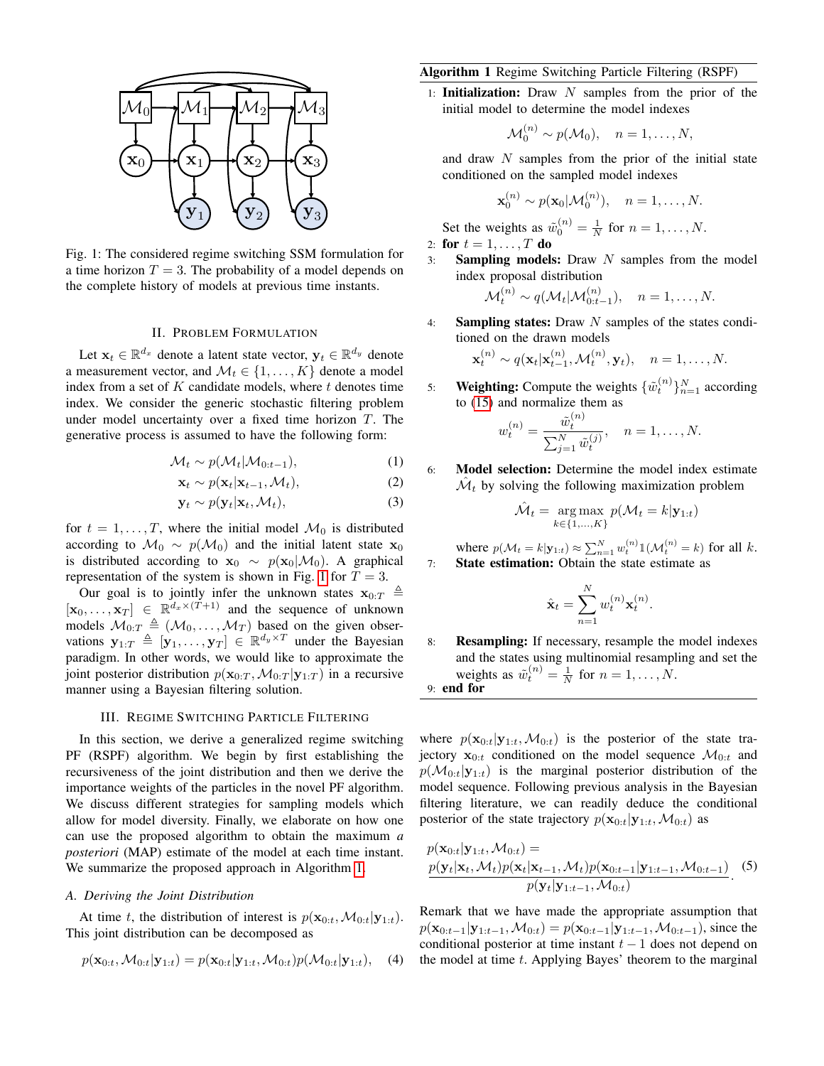Fig. 1: The considered regime switching SSM formulation for a time horizon $T = 3$. The probability of a model depends on the complete history of models at previous time instants.

## II. Problem Formulation

Let $\mathbf{x}_t \in \mathbb{R}^{d_x}$ denote a latent state vector, $\mathbf{y}_t \in \mathbb{R}^{d_y}$ denote a measurement vector, and $\mathcal{M}_t \in \{1, \ldots, K\}$ denote a model index from a set of $K$ candidate models, where $t$ denotes time index. We consider the generic stochastic filtering problem under model uncertainty over a fixed time horizon $T$. The generative process is assumed to have the following form:

$$\mathcal{M}_t \sim p(\mathcal{M}_t|\mathcal{M}_{0:t-1}), \tag{1}$$

$$\mathbf{x}_t \sim p(\mathbf{x}_t|\mathbf{x}_{t-1}, \mathcal{M}_t), \tag{2}$$

$$\mathbf{y}_t \sim p(\mathbf{y}_t|\mathbf{x}_t, \mathcal{M}_t), \tag{3}$$

for $t = 1, \ldots, T$, where the initial model $\mathcal{M}_0$ is distributed according to $\mathcal{M}_0 \sim p(\mathcal{M}_0)$ and the initial latent state $\mathbf{x}_0$ is distributed according to $\mathbf{x}_0 \sim p(\mathbf{x}_0|\mathcal{M}_0)$. A graphical representation of the system is shown in Fig. 1 for $T = 3$.

Our goal is to jointly infer the unknown states $\mathbf{x}_{0:T} \triangleq [\mathbf{x}_0, \ldots, \mathbf{x}_T] \in \mathbb{R}^{d_x \times (T+1)}$ and the sequence of unknown models $\mathcal{M}_{0:T} \triangleq (\mathcal{M}_0, \ldots, \mathcal{M}_T)$ based on the given observations $\mathbf{y}_{1:T} \triangleq [\mathbf{y}_1, \ldots, \mathbf{y}_T] \in \mathbb{R}^{d_y \times T}$ under the Bayesian paradigm. In other words, we would like to approximate the joint posterior distribution $p(\mathbf{x}_{0:T}, \mathcal{M}_{0:T}|\mathbf{y}_{1:T})$ in a recursive manner using a Bayesian filtering solution.

## III. Regime Switching Particle Filtering

In this section, we derive a generalized regime switching PF (RSPF) algorithm. We begin by first establishing the recursiveness of the joint distribution and then we derive the importance weights of the particles in the novel PF algorithm. We discuss different strategies for sampling models which allow for model diversity. Finally, we elaborate on how one can use the proposed algorithm to obtain the maximum *a posteriori* (MAP) estimate of the model at each time instant. We summarize the proposed approach in Algorithm 1.

### A. Deriving the Joint Distribution

At time $t$, the distribution of interest is $p(\mathbf{x}_{0:t}, \mathcal{M}_{0:t}|\mathbf{y}_{1:t})$. This joint distribution can be decomposed as

$$p(\mathbf{x}_{0:t}, \mathcal{M}_{0:t}|\mathbf{y}_{1:t}) = p(\mathbf{x}_{0:t}|\mathbf{y}_{1:t}, \mathcal{M}_{0:t})p(\mathcal{M}_{0:t}|\mathbf{y}_{1:t}), \tag{4}$$

**Algorithm 1** Regime Switching Particle Filtering (RSPF)

1: **Initialization:** Draw $N$ samples from the prior of the initial model to determine the model indexes

$$\mathcal{M}_0^{(n)} \sim p(\mathcal{M}_0), \quad n = 1, \ldots, N,$$

and draw $N$ samples from the prior of the initial state conditioned on the sampled model indexes

$$\mathbf{x}_0^{(n)} \sim p(\mathbf{x}_0|\mathcal{M}_0^{(n)}), \quad n = 1, \ldots, N.$$

Set the weights as $\tilde{w}_0^{(n)} = \frac{1}{N}$ for $n = 1, \ldots, N$.

2: **for** $t = 1, \ldots, T$ **do**

3: **Sampling models:** Draw $N$ samples from the model index proposal distribution

$$\mathcal{M}_t^{(n)} \sim q(\mathcal{M}_t|\mathcal{M}_{0:t-1}^{(n)}), \quad n = 1, \ldots, N.$$

4: **Sampling states:** Draw $N$ samples of the states conditioned on the drawn models

$$\mathbf{x}_t^{(n)} \sim q(\mathbf{x}_t|\mathbf{x}_{t-1}^{(n)}, \mathcal{M}_t^{(n)}, \mathbf{y}_t), \quad n = 1, \ldots, N.$$

5: **Weighting:** Compute the weights $\{\tilde{w}_t^{(n)}\}_{n=1}^N$ according to (15) and normalize them as

$$w_t^{(n)} = \frac{\tilde{w}_t^{(n)}}{\sum_{j=1}^N \tilde{w}_t^{(j)}}, \quad n = 1, \ldots, N.$$

6: **Model selection:** Determine the model index estimate $\hat{\mathcal{M}}_t$ by solving the following maximization problem

$$\hat{\mathcal{M}}_t = \underset{k \in \{1,\ldots,K\}}{\arg\max}\ p(\mathcal{M}_t = k|\mathbf{y}_{1:t})$$

where $p(\mathcal{M}_t = k|\mathbf{y}_{1:t}) \approx \sum_{n=1}^N w_t^{(n)} \mathbb{1}(\mathcal{M}_t^{(n)} = k)$ for all $k$.

7: **State estimation:** Obtain the state estimate as

$$\hat{\mathbf{x}}_t = \sum_{n=1}^N w_t^{(n)} \mathbf{x}_t^{(n)}.$$

8: **Resampling:** If necessary, resample the model indexes and the states using multinomial resampling and set the weights as $\tilde{w}_t^{(n)} = \frac{1}{N}$ for $n = 1, \ldots, N$.

9: **end for**

where $p(\mathbf{x}_{0:t}|\mathbf{y}_{1:t}, \mathcal{M}_{0:t})$ is the posterior of the state trajectory $\mathbf{x}_{0:t}$ conditioned on the model sequence $\mathcal{M}_{0:t}$ and $p(\mathcal{M}_{0:t}|\mathbf{y}_{1:t})$ is the marginal posterior distribution of the model sequence. Following previous analysis in the Bayesian filtering literature, we can readily deduce the conditional posterior of the state trajectory $p(\mathbf{x}_{0:t}|\mathbf{y}_{1:t}, \mathcal{M}_{0:t})$ as

$$p(\mathbf{x}_{0:t}|\mathbf{y}_{1:t}, \mathcal{M}_{0:t}) = \frac{p(\mathbf{y}_t|\mathbf{x}_t, \mathcal{M}_t)p(\mathbf{x}_t|\mathbf{x}_{t-1}, \mathcal{M}_t)p(\mathbf{x}_{0:t-1}|\mathbf{y}_{1:t-1}, \mathcal{M}_{0:t-1})}{p(\mathbf{y}_t|\mathbf{y}_{1:t-1}, \mathcal{M}_{0:t})}. \tag{5}$$

Remark that we have made the appropriate assumption that $p(\mathbf{x}_{0:t-1}|\mathbf{y}_{1:t-1}, \mathcal{M}_{0:t}) = p(\mathbf{x}_{0:t-1}|\mathbf{y}_{1:t-1}, \mathcal{M}_{0:t-1})$, since the conditional posterior at time instant $t-1$ does not depend on the model at time $t$. Applying Bayes' theorem to the marginal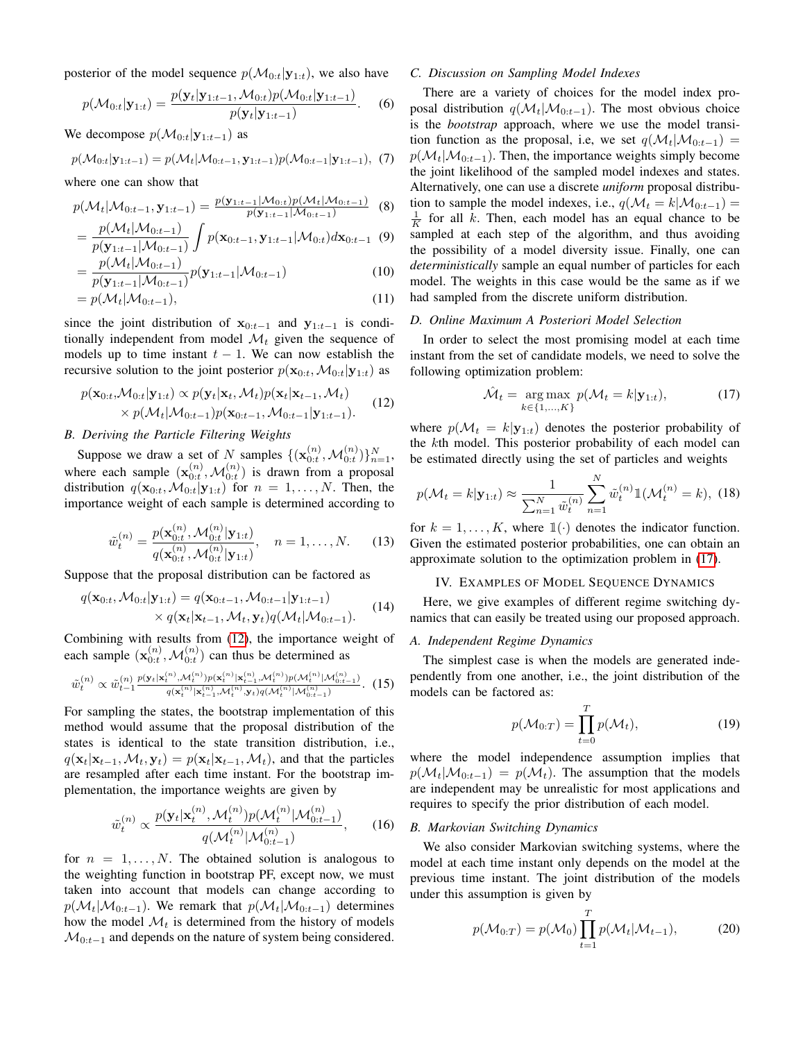posterior of the model sequence $p(\mathcal{M}_{0:t}|\mathbf{y}_{1:t})$, we also have

$$p(\mathcal{M}_{0:t}|\mathbf{y}_{1:t}) = \frac{p(\mathbf{y}_t|\mathbf{y}_{1:t-1}, \mathcal{M}_{0:t})p(\mathcal{M}_{0:t}|\mathbf{y}_{1:t-1})}{p(\mathbf{y}_t|\mathbf{y}_{1:t-1})}. \quad (6)$$

We decompose $p(\mathcal{M}_{0:t}|\mathbf{y}_{1:t-1})$ as

$$p(\mathcal{M}_{0:t}|\mathbf{y}_{1:t-1}) = p(\mathcal{M}_t|\mathcal{M}_{0:t-1}, \mathbf{y}_{1:t-1})p(\mathcal{M}_{0:t-1}|\mathbf{y}_{1:t-1}), \quad (7)$$

where one can show that

$$\begin{aligned} p(\mathcal{M}_t|\mathcal{M}_{0:t-1}, \mathbf{y}_{1:t-1}) &= \frac{p(\mathbf{y}_{1:t-1}|\mathcal{M}_{0:t})p(\mathcal{M}_t|\mathcal{M}_{0:t-1})}{p(\mathbf{y}_{1:t-1}|\mathcal{M}_{0:t-1})} \quad (8)\\ &= \frac{p(\mathcal{M}_t|\mathcal{M}_{0:t-1})}{p(\mathbf{y}_{1:t-1}|\mathcal{M}_{0:t-1})} \int p(\mathbf{x}_{0:t-1}, \mathbf{y}_{1:t-1}|\mathcal{M}_{0:t})d\mathbf{x}_{0:t-1} \quad (9)\\ &= \frac{p(\mathcal{M}_t|\mathcal{M}_{0:t-1})}{p(\mathbf{y}_{1:t-1}|\mathcal{M}_{0:t-1})} p(\mathbf{y}_{1:t-1}|\mathcal{M}_{0:t-1}) \quad (10)\\ &= p(\mathcal{M}_t|\mathcal{M}_{0:t-1}), \quad (11) \end{aligned}$$

since the joint distribution of $\mathbf{x}_{0:t-1}$ and $\mathbf{y}_{1:t-1}$ is conditionally independent from model $\mathcal{M}_t$ given the sequence of models up to time instant $t-1$. We can now establish the recursive solution to the joint posterior $p(\mathbf{x}_{0:t}, \mathcal{M}_{0:t}|\mathbf{y}_{1:t})$ as

$$\begin{aligned} p(\mathbf{x}_{0:t},\mathcal{M}_{0:t}|\mathbf{y}_{1:t}) \propto\, & p(\mathbf{y}_t|\mathbf{x}_t, \mathcal{M}_t)p(\mathbf{x}_t|\mathbf{x}_{t-1}, \mathcal{M}_t) \\ & \times p(\mathcal{M}_t|\mathcal{M}_{0:t-1})p(\mathbf{x}_{0:t-1}, \mathcal{M}_{0:t-1}|\mathbf{y}_{1:t-1}). \end{aligned} \quad (12)$$

### B. Deriving the Particle Filtering Weights

Suppose we draw a set of $N$ samples $\{(\mathbf{x}_{0:t}^{(n)}, \mathcal{M}_{0:t}^{(n)})\}_{n=1}^N$, where each sample $(\mathbf{x}_{0:t}^{(n)}, \mathcal{M}_{0:t}^{(n)})$ is drawn from a proposal distribution $q(\mathbf{x}_{0:t}, \mathcal{M}_{0:t}|\mathbf{y}_{1:t})$ for $n = 1, \ldots, N$. Then, the importance weight of each sample is determined according to

$$\tilde{w}_t^{(n)} = \frac{p(\mathbf{x}_{0:t}^{(n)}, \mathcal{M}_{0:t}^{(n)}|\mathbf{y}_{1:t})}{q(\mathbf{x}_{0:t}^{(n)}, \mathcal{M}_{0:t}^{(n)}|\mathbf{y}_{1:t})}, \quad n = 1, \ldots, N. \quad (13)$$

Suppose that the proposal distribution can be factored as

$$\begin{aligned} q(\mathbf{x}_{0:t}, \mathcal{M}_{0:t}|\mathbf{y}_{1:t}) =\, & q(\mathbf{x}_{0:t-1}, \mathcal{M}_{0:t-1}|\mathbf{y}_{1:t-1}) \\ & \times q(\mathbf{x}_t|\mathbf{x}_{t-1}, \mathcal{M}_t, \mathbf{y}_t)q(\mathcal{M}_t|\mathcal{M}_{0:t-1}). \end{aligned} \quad (14)$$

Combining with results from (12), the importance weight of each sample $(\mathbf{x}_{0:t}^{(n)}, \mathcal{M}_{0:t}^{(n)})$ can thus be determined as

$$\tilde{w}_t^{(n)} \propto \tilde{w}_{t-1}^{(n)} \frac{p(\mathbf{y}_t|\mathbf{x}_t^{(n)}, \mathcal{M}_t^{(n)})p(\mathbf{x}_t^{(n)}|\mathbf{x}_{t-1}^{(n)}, \mathcal{M}_t^{(n)})p(\mathcal{M}_t^{(n)}|\mathcal{M}_{0:t-1}^{(n)})}{q(\mathbf{x}_t^{(n)}|\mathbf{x}_{t-1}^{(n)}, \mathcal{M}_t^{(n)}, \mathbf{y}_t)q(\mathcal{M}_t^{(n)}|\mathcal{M}_{0:t-1}^{(n)})}. \quad (15)$$

For sampling the states, the bootstrap implementation of this method would assume that the proposal distribution of the states is identical to the state transition distribution, i.e., $q(\mathbf{x}_t|\mathbf{x}_{t-1}, \mathcal{M}_t, \mathbf{y}_t) = p(\mathbf{x}_t|\mathbf{x}_{t-1}, \mathcal{M}_t)$, and that the particles are resampled after each time instant. For the bootstrap implementation, the importance weights are given by

$$\tilde{w}_t^{(n)} \propto \frac{p(\mathbf{y}_t|\mathbf{x}_t^{(n)}, \mathcal{M}_t^{(n)})p(\mathcal{M}_t^{(n)}|\mathcal{M}_{0:t-1}^{(n)})}{q(\mathcal{M}_t^{(n)}|\mathcal{M}_{0:t-1}^{(n)})}, \quad (16)$$

for $n = 1, \ldots, N$. The obtained solution is analogous to the weighting function in bootstrap PF, except now, we must taken into account that models can change according to $p(\mathcal{M}_t|\mathcal{M}_{0:t-1})$. We remark that $p(\mathcal{M}_t|\mathcal{M}_{0:t-1})$ determines how the model $\mathcal{M}_t$ is determined from the history of models $\mathcal{M}_{0:t-1}$ and depends on the nature of system being considered.

### C. Discussion on Sampling Model Indexes

There are a variety of choices for the model index proposal distribution $q(\mathcal{M}_t|\mathcal{M}_{0:t-1})$. The most obvious choice is the *bootstrap* approach, where we use the model transition function as the proposal, i.e, we set $q(\mathcal{M}_t|\mathcal{M}_{0:t-1}) = p(\mathcal{M}_t|\mathcal{M}_{0:t-1})$. Then, the importance weights simply become the joint likelihood of the sampled model indexes and states. Alternatively, one can use a discrete *uniform* proposal distribution to sample the model indexes, i.e., $q(\mathcal{M}_t = k|\mathcal{M}_{0:t-1}) = \frac{1}{K}$ for all $k$. Then, each model has an equal chance to be sampled at each step of the algorithm, and thus avoiding the possibility of a model diversity issue. Finally, one can *deterministically* sample an equal number of particles for each model. The weights in this case would be the same as if we had sampled from the discrete uniform distribution.

### D. Online Maximum A Posteriori Model Selection

In order to select the most promising model at each time instant from the set of candidate models, we need to solve the following optimization problem:

$$\hat{\mathcal{M}}_t = \underset{k\in\{1,\ldots,K\}}{\arg\max}\ p(\mathcal{M}_t = k|\mathbf{y}_{1:t}), \quad (17)$$

where $p(\mathcal{M}_t = k|\mathbf{y}_{1:t})$ denotes the posterior probability of the $k$th model. This posterior probability of each model can be estimated directly using the set of particles and weights

$$p(\mathcal{M}_t = k|\mathbf{y}_{1:t}) \approx \frac{1}{\sum_{n=1}^N \tilde{w}_t^{(n)}} \sum_{n=1}^N \tilde{w}_t^{(n)} \mathbb{1}(\mathcal{M}_t^{(n)} = k), \quad (18)$$

for $k = 1, \ldots, K$, where $\mathbb{1}(\cdot)$ denotes the indicator function. Given the estimated posterior probabilities, one can obtain an approximate solution to the optimization problem in (17).

## IV. Examples of Model Sequence Dynamics

Here, we give examples of different regime switching dynamics that can easily be treated using our proposed approach.

### A. Independent Regime Dynamics

The simplest case is when the models are generated independently from one another, i.e., the joint distribution of the models can be factored as:

$$p(\mathcal{M}_{0:T}) = \prod_{t=0}^T p(\mathcal{M}_t), \quad (19)$$

where the model independence assumption implies that $p(\mathcal{M}_t|\mathcal{M}_{0:t-1}) = p(\mathcal{M}_t)$. The assumption that the models are independent may be unrealistic for most applications and requires to specify the prior distribution of each model.

### B. Markovian Switching Dynamics

We also consider Markovian switching systems, where the model at each time instant only depends on the model at the previous time instant. The joint distribution of the models under this assumption is given by

$$p(\mathcal{M}_{0:T}) = p(\mathcal{M}_0) \prod_{t=1}^T p(\mathcal{M}_t|\mathcal{M}_{t-1}), \quad (20)$$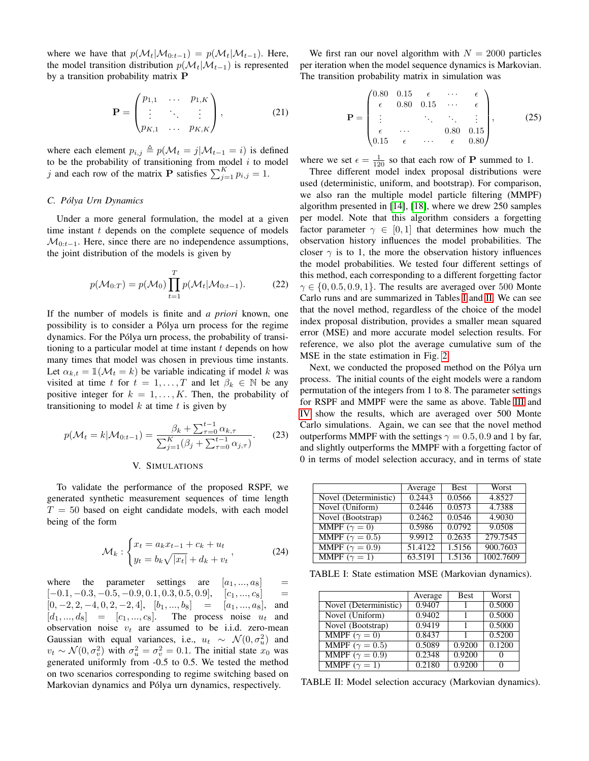where we have that $p(\mathcal{M}_t|\mathcal{M}_{0:t-1}) = p(\mathcal{M}_t|\mathcal{M}_{t-1})$. Here, the model transition distribution $p(\mathcal{M}_t|\mathcal{M}_{t-1})$ is represented by a transition probability matrix $\mathbf{P}$

$$\mathbf{P} = \begin{pmatrix} p_{1,1} & \cdots & p_{1,K} \\ \vdots & \ddots & \vdots \\ p_{K,1} & \cdots & p_{K,K} \end{pmatrix}, \tag{21}$$

where each element $p_{i,j} \triangleq p(\mathcal{M}_t = j|\mathcal{M}_{t-1} = i)$ is defined to be the probability of transitioning from model $i$ to model $j$ and each row of the matrix $\mathbf{P}$ satisfies $\sum_{j=1}^{K} p_{i,j} = 1$.

### C. *Pólya Urn Dynamics*

Under a more general formulation, the model at a given time instant $t$ depends on the complete sequence of models $\mathcal{M}_{0:t-1}$. Here, since there are no independence assumptions, the joint distribution of the models is given by

$$p(\mathcal{M}_{0:T}) = p(\mathcal{M}_0)\prod_{t=1}^{T} p(\mathcal{M}_t|\mathcal{M}_{0:t-1}). \tag{22}$$

If the number of models is finite and *a priori* known, one possibility is to consider a Pólya urn process for the regime dynamics. For the Pólya urn process, the probability of transitioning to a particular model at time instant $t$ depends on how many times that model was chosen in previous time instants. Let $\alpha_{k,t} = \mathbb{1}(\mathcal{M}_t = k)$ be variable indicating if model $k$ was visited at time $t$ for $t = 1, \ldots, T$ and let $\beta_k \in \mathbb{N}$ be any positive integer for $k = 1, \ldots, K$. Then, the probability of transitioning to model $k$ at time $t$ is given by

$$p(\mathcal{M}_t = k|\mathcal{M}_{0:t-1}) = \frac{\beta_k + \sum_{\tau=0}^{t-1}\alpha_{k,\tau}}{\sum_{j=1}^{K}(\beta_j + \sum_{\tau=0}^{t-1}\alpha_{j,\tau})}. \tag{23}$$

## V. Simulations

To validate the performance of the proposed RSPF, we generated synthetic measurement sequences of time length $T = 50$ based on eight candidate models, with each model being of the form

$$\mathcal{M}_k : \begin{cases} x_t = a_k x_{t-1} + c_k + u_t \\ y_t = b_k\sqrt{|x_t|} + d_k + v_t \end{cases}, \tag{24}$$

where the parameter settings are $[a_1, ..., a_8] = [-0.1, -0.3, -0.5, -0.9, 0.1, 0.3, 0.5, 0.9]$, $[c_1, ..., c_8] = [0, -2, 2, -4, 0, 2, -2, 4]$, $[b_1, ..., b_8] = [a_1, ..., a_8]$, and $[d_1, ..., d_8] = [c_1, ..., c_8]$. The process noise $u_t$ and observation noise $v_t$ are assumed to be i.i.d. zero-mean Gaussian with equal variances, i.e., $u_t \sim \mathcal{N}(0, \sigma_u^2)$ and $v_t \sim \mathcal{N}(0, \sigma_v^2)$ with $\sigma_u^2 = \sigma_v^2 = 0.1$. The initial state $x_0$ was generated uniformly from -0.5 to 0.5. We tested the method on two scenarios corresponding to regime switching based on Markovian dynamics and Pólya urn dynamics, respectively.

We first ran our novel algorithm with $N = 2000$ particles per iteration when the model sequence dynamics is Markovian. The transition probability matrix in simulation was

$$\mathbf{P} = \begin{pmatrix} 0.80 & 0.15 & \epsilon & \cdots & \epsilon \\ \epsilon & 0.80 & 0.15 & \cdots & \epsilon \\ \vdots & & \ddots & \ddots & \vdots \\ \epsilon & \cdots & & 0.80 & 0.15 \\ 0.15 & \epsilon & \cdots & \epsilon & 0.80 \end{pmatrix}, \tag{25}$$

where we set $\epsilon = \frac{1}{120}$ so that each row of $\mathbf{P}$ summed to 1.

Three different model index proposal distributions were used (deterministic, uniform, and bootstrap). For comparison, we also ran the multiple model particle filtering (MMPF) algorithm presented in [14], [18], where we drew 250 samples per model. Note that this algorithm considers a forgetting factor parameter $\gamma \in [0, 1]$ that determines how much the observation history influences the model probabilities. The closer $\gamma$ is to 1, the more the observation history influences the model probabilities. We tested four different settings of this method, each corresponding to a different forgetting factor $\gamma \in \{0, 0.5, 0.9, 1\}$. The results are averaged over 500 Monte Carlo runs and are summarized in Tables I and II. We can see that the novel method, regardless of the choice of the model index proposal distribution, provides a smaller mean squared error (MSE) and more accurate model selection results. For reference, we also plot the average cumulative sum of the MSE in the state estimation in Fig. 2.

Next, we conducted the proposed method on the Pólya urn process. The initial counts of the eight models were a random permutation of the integers from 1 to 8. The parameter settings for RSPF and MMPF were the same as above. Table III and IV show the results, which are averaged over 500 Monte Carlo simulations. Again, we can see that the novel method outperforms MMPF with the settings $\gamma = 0.5, 0.9$ and 1 by far, and slightly outperforms the MMPF with a forgetting factor of 0 in terms of model selection accuracy, and in terms of state

| | Average | Best | Worst |
|---|---|---|---|
| Novel (Deterministic) | 0.2443 | 0.0566 | 4.8527 |
| Novel (Uniform) | 0.2446 | 0.0573 | 4.7388 |
| Novel (Bootstrap) | 0.2462 | 0.0546 | 4.9030 |
| MMPF ($\gamma = 0$) | 0.5986 | 0.0792 | 9.0508 |
| MMPF ($\gamma = 0.5$) | 9.9912 | 0.2635 | 279.7545 |
| MMPF ($\gamma = 0.9$) | 51.4122 | 1.5156 | 900.7603 |
| MMPF ($\gamma = 1$) | 63.5191 | 1.5136 | 1002.7609 |

TABLE I: State estimation MSE (Markovian dynamics).

| | Average | Best | Worst |
|---|---|---|---|
| Novel (Deterministic) | 0.9407 | 1 | 0.5000 |
| Novel (Uniform) | 0.9402 | 1 | 0.5000 |
| Novel (Bootstrap) | 0.9419 | 1 | 0.5000 |
| MMPF ($\gamma = 0$) | 0.8437 | 1 | 0.5200 |
| MMPF ($\gamma = 0.5$) | 0.5089 | 0.9200 | 0.1200 |
| MMPF ($\gamma = 0.9$) | 0.2348 | 0.9200 | 0 |
| MMPF ($\gamma = 1$) | 0.2180 | 0.9200 | 0 |

TABLE II: Model selection accuracy (Markovian dynamics).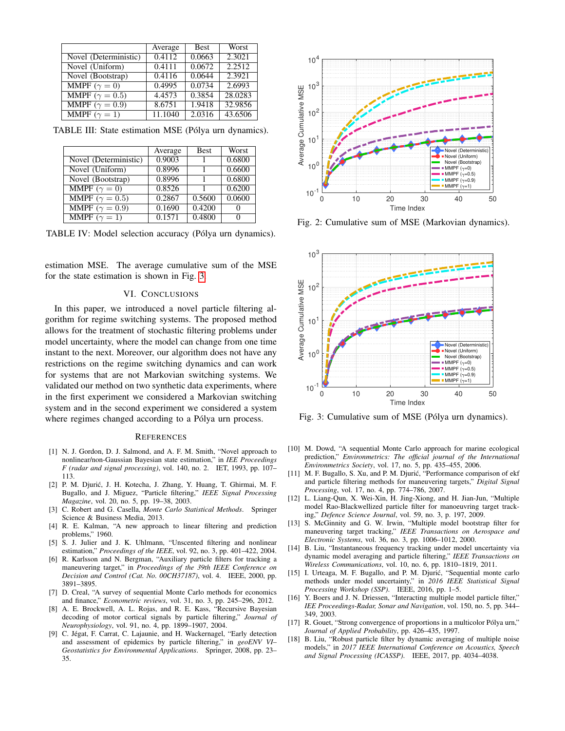| | Average | Best | Worst |
|---|---|---|---|
| Novel (Deterministic) | 0.4112 | 0.0663 | 2.3021 |
| Novel (Uniform) | 0.4111 | 0.0672 | 2.2512 |
| Novel (Bootstrap) | 0.4116 | 0.0644 | 2.3921 |
| MMPF ($\gamma = 0$) | 0.4995 | 0.0734 | 2.6993 |
| MMPF ($\gamma = 0.5$) | 4.4573 | 0.3854 | 28.0283 |
| MMPF ($\gamma = 0.9$) | 8.6751 | 1.9418 | 32.9856 |
| MMPF ($\gamma = 1$) | 11.1040 | 2.0316 | 43.6506 |

TABLE III: State estimation MSE (Pólya urn dynamics).

| | Average | Best | Worst |
|---|---|---|---|
| Novel (Deterministic) | 0.9003 | 1 | 0.6800 |
| Novel (Uniform) | 0.8996 | 1 | 0.6600 |
| Novel (Bootstrap) | 0.8996 | 1 | 0.6800 |
| MMPF ($\gamma = 0$) | 0.8526 | 1 | 0.6200 |
| MMPF ($\gamma = 0.5$) | 0.2867 | 0.5600 | 0.0600 |
| MMPF ($\gamma = 0.9$) | 0.1690 | 0.4200 | 0 |
| MMPF ($\gamma = 1$) | 0.1571 | 0.4800 | 0 |

TABLE IV: Model selection accuracy (Pólya urn dynamics).

estimation MSE. The average cumulative sum of the MSE for the state estimation is shown in Fig. 3.

## VI. Conclusions

In this paper, we introduced a novel particle filtering algorithm for regime switching systems. The proposed method allows for the treatment of stochastic filtering problems under model uncertainty, where the model can change from one time instant to the next. Moreover, our algorithm does not have any restrictions on the regime switching dynamics and can work for systems that are not Markovian switching systems. We validated our method on two synthetic data experiments, where in the first experiment we considered a Markovian switching system and in the second experiment we considered a system where regimes changed according to a Pólya urn process.

Average Cumulative MSE
Time Index
Novel (Deterministic)
Novel (Uniform)
Novel (Bootstrap)
MMPF (γ=0)
MMPF (γ=0.5)
MMPF (γ=0.9)
MMPF (γ=1)

Fig. 2: Cumulative sum of MSE (Markovian dynamics).

Average Cumulative MSE
Time Index
Novel (Deterministic)
Novel (Uniform)
Novel (Bootstrap)
MMPF (γ=0)
MMPF (γ=0.5)
MMPF (γ=0.9)
MMPF (γ=1)

Fig. 3: Cumulative sum of MSE (Pólya urn dynamics).

## References

[1] N. J. Gordon, D. J. Salmond, and A. F. M. Smith, "Novel approach to nonlinear/non-Gaussian Bayesian state estimation," in *IEE Proceedings F (radar and signal processing)*, vol. 140, no. 2. IET, 1993, pp. 107–113.

[2] P. M. Djurić, J. H. Kotecha, J. Zhang, Y. Huang, T. Ghirmai, M. F. Bugallo, and J. Miguez, "Particle filtering," *IEEE Signal Processing Magazine*, vol. 20, no. 5, pp. 19–38, 2003.

[3] C. Robert and G. Casella, *Monte Carlo Statistical Methods*. Springer Science & Business Media, 2013.

[4] R. E. Kalman, "A new approach to linear filtering and prediction problems," 1960.

[5] S. J. Julier and J. K. Uhlmann, "Unscented filtering and nonlinear estimation," *Proceedings of the IEEE*, vol. 92, no. 3, pp. 401–422, 2004.

[6] R. Karlsson and N. Bergman, "Auxiliary particle filters for tracking a maneuvering target," in *Proceedings of the 39th IEEE Conference on Decision and Control (Cat. No. 00CH37187)*, vol. 4. IEEE, 2000, pp. 3891–3895.

[7] D. Creal, "A survey of sequential Monte Carlo methods for economics and finance," *Econometric reviews*, vol. 31, no. 3, pp. 245–296, 2012.

[8] A. E. Brockwell, A. L. Rojas, and R. E. Kass, "Recursive Bayesian decoding of motor cortical signals by particle filtering," *Journal of Neurophysiology*, vol. 91, no. 4, pp. 1899–1907, 2004.

[9] C. Jégat, F. Carrat, C. Lajaunie, and H. Wackernagel, "Early detection and assessment of epidemics by particle filtering," in *geoENV VI–Geostatistics for Environmental Applications*. Springer, 2008, pp. 23–35.

[10] M. Dowd, "A sequential Monte Carlo approach for marine ecological prediction," *Environmetrics: The official journal of the International Environmetrics Society*, vol. 17, no. 5, pp. 435–455, 2006.

[11] M. F. Bugallo, S. Xu, and P. M. Djurić, "Performance comparison of ekf and particle filtering methods for maneuvering targets," *Digital Signal Processing*, vol. 17, no. 4, pp. 774–786, 2007.

[12] L. Liang-Qun, X. Wei-Xin, H. Jing-Xiong, and H. Jian-Jun, "Multiple model Rao-Blackwellized particle filter for manoeuvring target tracking," *Defence Science Journal*, vol. 59, no. 3, p. 197, 2009.

[13] S. McGinnity and G. W. Irwin, "Multiple model bootstrap filter for maneuvering target tracking," *IEEE Transactions on Aerospace and Electronic Systems*, vol. 36, no. 3, pp. 1006–1012, 2000.

[14] B. Liu, "Instantaneous frequency tracking under model uncertainty via dynamic model averaging and particle filtering," *IEEE Transactions on Wireless Communications*, vol. 10, no. 6, pp. 1810–1819, 2011.

[15] I. Urteaga, M. F. Bugallo, and P. M. Djurić, "Sequential monte carlo methods under model uncertainty," in *2016 IEEE Statistical Signal Processing Workshop (SSP)*. IEEE, 2016, pp. 1–5.

[16] Y. Boers and J. N. Driessen, "Interacting multiple model particle filter," *IEE Proceedings-Radar, Sonar and Navigation*, vol. 150, no. 5, pp. 344–349, 2003.

[17] R. Gouet, "Strong convergence of proportions in a multicolor Pólya urn," *Journal of Applied Probability*, pp. 426–435, 1997.

[18] B. Liu, "Robust particle filter by dynamic averaging of multiple noise models," in *2017 IEEE International Conference on Acoustics, Speech and Signal Processing (ICASSP)*. IEEE, 2017, pp. 4034–4038.